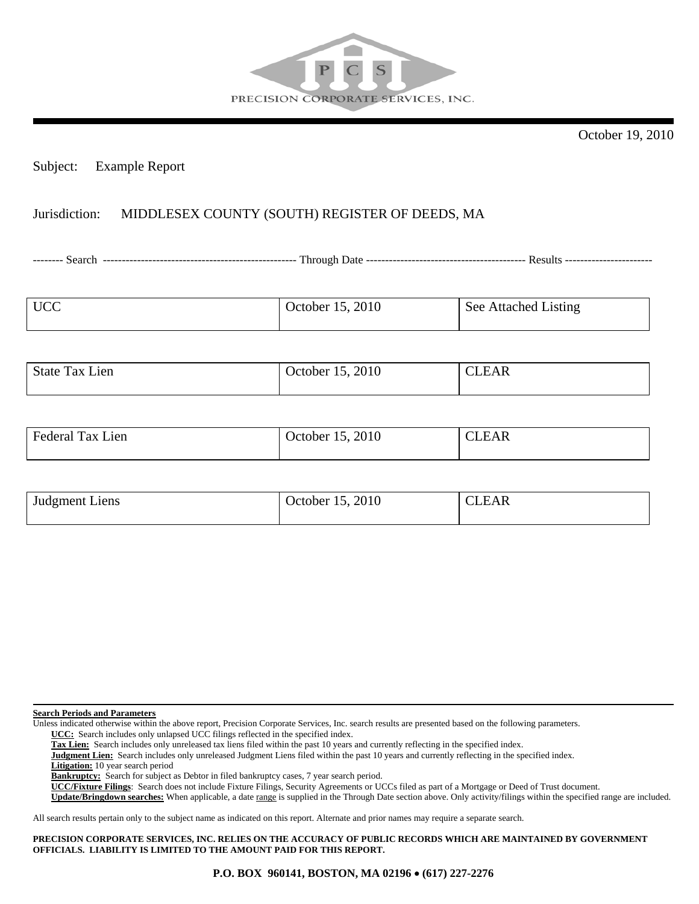PRECISION CORPORATE SERVICES, INC.

October 19, 2010

Subject: Example Report

Jurisdiction: MIDDLESEX COUNTY (SOUTH) REGISTER OF DEEDS, MA

| Search | Through Date | Results |
| --- | --- | --- |
| UCC | October 15, 2010 | See Attached Listing |
| State Tax Lien | October 15, 2010 | CLEAR |
| Federal Tax Lien | October 15, 2010 | CLEAR |
| Judgment Liens | October 15, 2010 | CLEAR |

**Search Periods and Parameters**

Unless indicated otherwise within the above report, Precision Corporate Services, Inc. search results are presented based on the following parameters.

- **UCC:** Search includes only unlapsed UCC filings reflected in the specified index.
- **Tax Lien:** Search includes only unreleased tax liens filed within the past 10 years and currently reflecting in the specified index.
- **Judgment Lien:** Search includes only unreleased Judgment Liens filed within the past 10 years and currently reflecting in the specified index.
- **Litigation:** 10 year search period
- **Bankruptcy:** Search for subject as Debtor in filed bankruptcy cases, 7 year search period.
- **UCC/Fixture Filings**: Search does not include Fixture Filings, Security Agreements or UCCs filed as part of a Mortgage or Deed of Trust document.
- **Update/Bringdown searches:** When applicable, a date range is supplied in the Through Date section above. Only activity/filings within the specified range are included.

All search results pertain only to the subject name as indicated on this report. Alternate and prior names may require a separate search.

**PRECISION CORPORATE SERVICES, INC. RELIES ON THE ACCURACY OF PUBLIC RECORDS WHICH ARE MAINTAINED BY GOVERNMENT OFFICIALS. LIABILITY IS LIMITED TO THE AMOUNT PAID FOR THIS REPORT.**

**P.O. BOX 960141, BOSTON, MA 02196 • (617) 227-2276**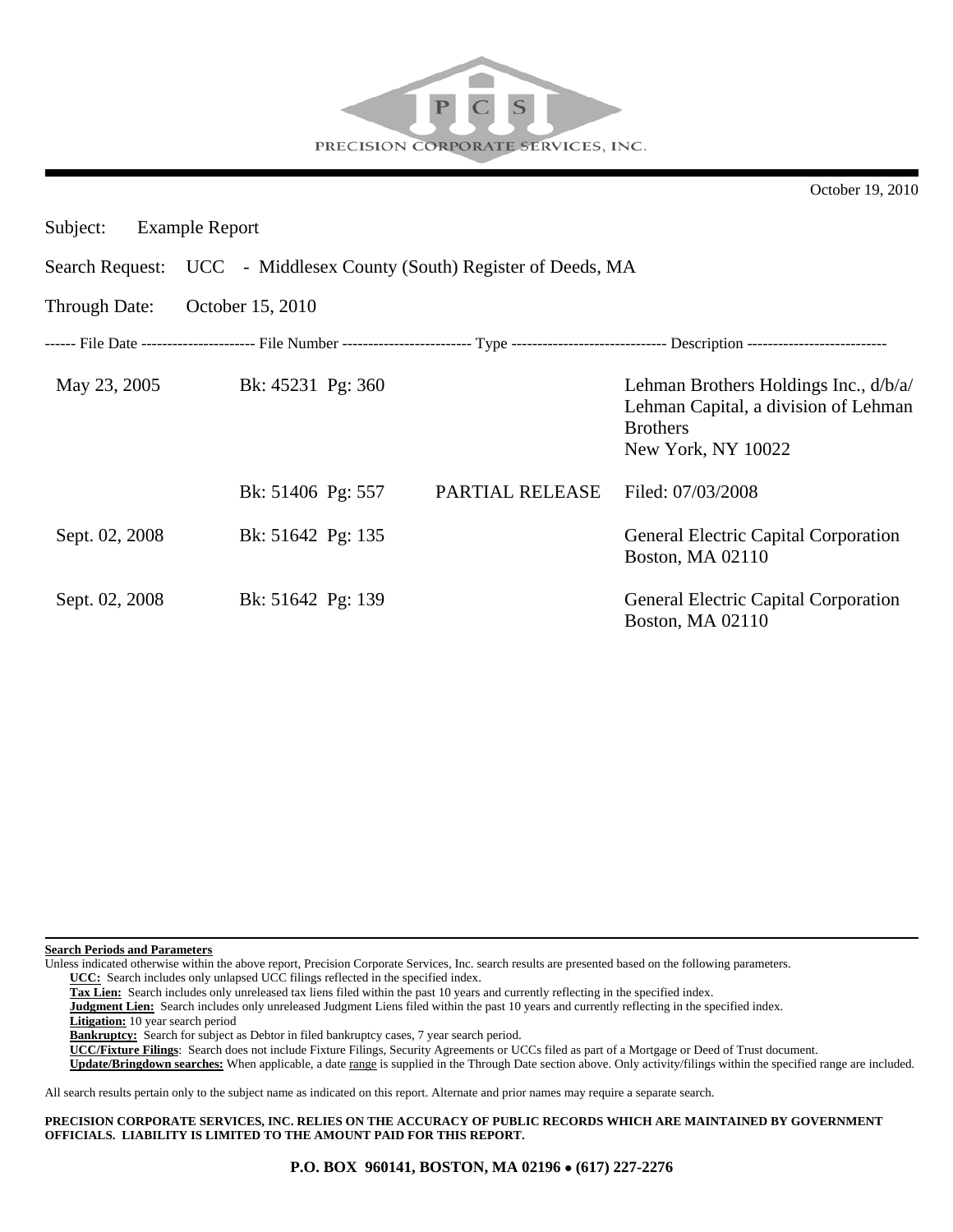PRECISION CORPORATE SERVICES, INC.

October 19, 2010

Subject: Example Report

Search Request: UCC - Middlesex County (South) Register of Deeds, MA

Through Date: October 15, 2010

| File Date | File Number | Type | Description |
|---|---|---|---|
| May 23, 2005 | Bk: 45231 Pg: 360 | | Lehman Brothers Holdings Inc., d/b/a/ Lehman Capital, a division of Lehman Brothers<br>New York, NY 10022 |
| | Bk: 51406 Pg: 557 | PARTIAL RELEASE | Filed: 07/03/2008 |
| Sept. 02, 2008 | Bk: 51642 Pg: 135 | | General Electric Capital Corporation<br>Boston, MA 02110 |
| Sept. 02, 2008 | Bk: 51642 Pg: 139 | | General Electric Capital Corporation<br>Boston, MA 02110 |

**Search Periods and Parameters**

Unless indicated otherwise within the above report, Precision Corporate Services, Inc. search results are presented based on the following parameters.

- **UCC:** Search includes only unlapsed UCC filings reflected in the specified index.
- **Tax Lien:** Search includes only unreleased tax liens filed within the past 10 years and currently reflecting in the specified index.
- **Judgment Lien:** Search includes only unreleased Judgment Liens filed within the past 10 years and currently reflecting in the specified index.
- **Litigation:** 10 year search period
- **Bankruptcy:** Search for subject as Debtor in filed bankruptcy cases, 7 year search period.
- **UCC/Fixture Filings**: Search does not include Fixture Filings, Security Agreements or UCCs filed as part of a Mortgage or Deed of Trust document.
- **Update/Bringdown searches:** When applicable, a date range is supplied in the Through Date section above. Only activity/filings within the specified range are included.

All search results pertain only to the subject name as indicated on this report. Alternate and prior names may require a separate search.

**PRECISION CORPORATE SERVICES, INC. RELIES ON THE ACCURACY OF PUBLIC RECORDS WHICH ARE MAINTAINED BY GOVERNMENT OFFICIALS. LIABILITY IS LIMITED TO THE AMOUNT PAID FOR THIS REPORT.**

**P.O. BOX 960141, BOSTON, MA 02196 • (617) 227-2276**